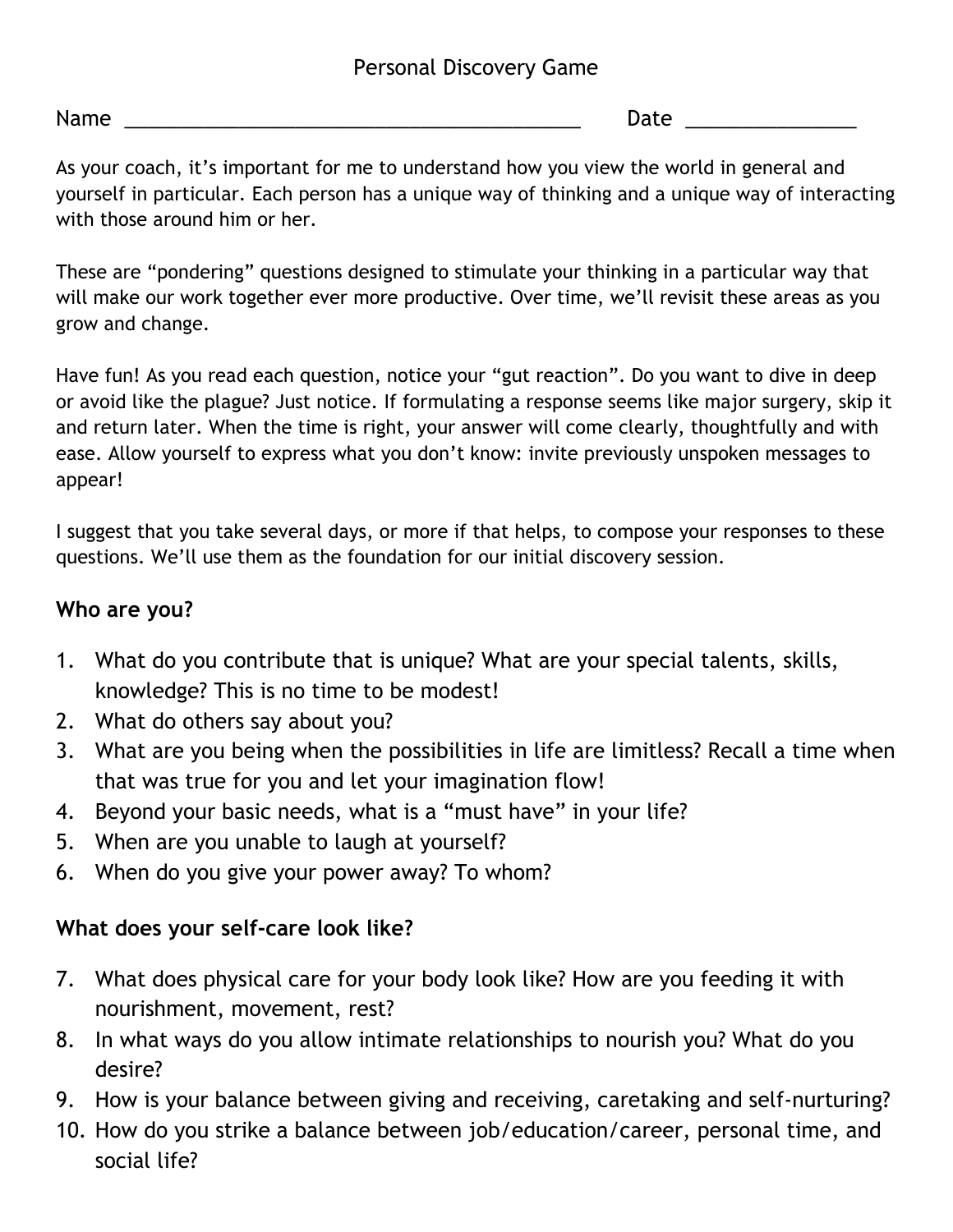# Personal Discovery Game

Name ________________________________________ Date _______________

As your coach, it's important for me to understand how you view the world in general and yourself in particular. Each person has a unique way of thinking and a unique way of interacting with those around him or her.

These are "pondering" questions designed to stimulate your thinking in a particular way that will make our work together ever more productive. Over time, we'll revisit these areas as you grow and change.

Have fun! As you read each question, notice your "gut reaction". Do you want to dive in deep or avoid like the plague? Just notice. If formulating a response seems like major surgery, skip it and return later. When the time is right, your answer will come clearly, thoughtfully and with ease. Allow yourself to express what you don't know: invite previously unspoken messages to appear!

I suggest that you take several days, or more if that helps, to compose your responses to these questions. We'll use them as the foundation for our initial discovery session.

## Who are you?

1. What do you contribute that is unique? What are your special talents, skills, knowledge? This is no time to be modest!
2. What do others say about you?
3. What are you being when the possibilities in life are limitless? Recall a time when that was true for you and let your imagination flow!
4. Beyond your basic needs, what is a "must have" in your life?
5. When are you unable to laugh at yourself?
6. When do you give your power away? To whom?

## What does your self-care look like?

7. What does physical care for your body look like? How are you feeding it with nourishment, movement, rest?
8. In what ways do you allow intimate relationships to nourish you? What do you desire?
9. How is your balance between giving and receiving, caretaking and self-nurturing?
10. How do you strike a balance between job/education/career, personal time, and social life?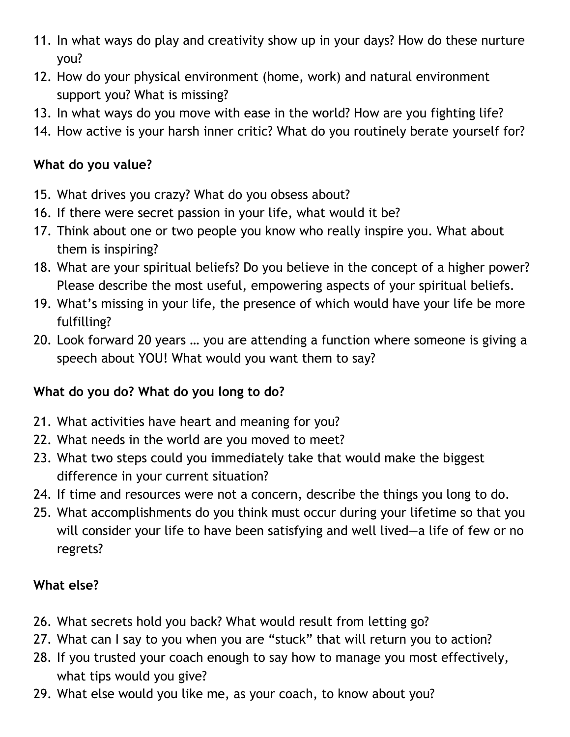11. In what ways do play and creativity show up in your days? How do these nurture you?
12. How do your physical environment (home, work) and natural environment support you? What is missing?
13. In what ways do you move with ease in the world? How are you fighting life?
14. How active is your harsh inner critic? What do you routinely berate yourself for?

**What do you value?**

15. What drives you crazy? What do you obsess about?
16. If there were secret passion in your life, what would it be?
17. Think about one or two people you know who really inspire you. What about them is inspiring?
18. What are your spiritual beliefs? Do you believe in the concept of a higher power? Please describe the most useful, empowering aspects of your spiritual beliefs.
19. What's missing in your life, the presence of which would have your life be more fulfilling?
20. Look forward 20 years … you are attending a function where someone is giving a speech about YOU! What would you want them to say?

**What do you do? What do you long to do?**

21. What activities have heart and meaning for you?
22. What needs in the world are you moved to meet?
23. What two steps could you immediately take that would make the biggest difference in your current situation?
24. If time and resources were not a concern, describe the things you long to do.
25. What accomplishments do you think must occur during your lifetime so that you will consider your life to have been satisfying and well lived—a life of few or no regrets?

**What else?**

26. What secrets hold you back? What would result from letting go?
27. What can I say to you when you are "stuck" that will return you to action?
28. If you trusted your coach enough to say how to manage you most effectively, what tips would you give?
29. What else would you like me, as your coach, to know about you?